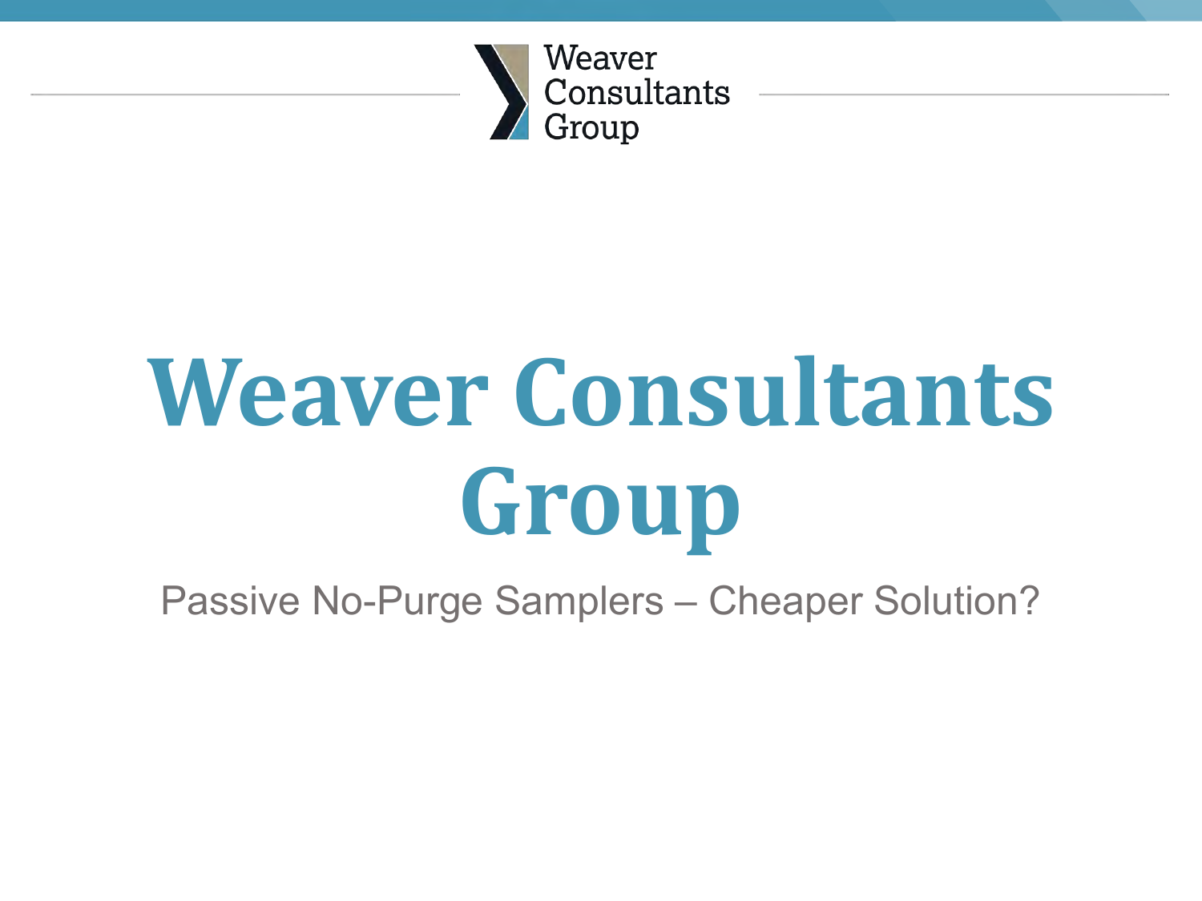Weaver Consultants Group

# Weaver Consultants Group

Passive No-Purge Samplers – Cheaper Solution?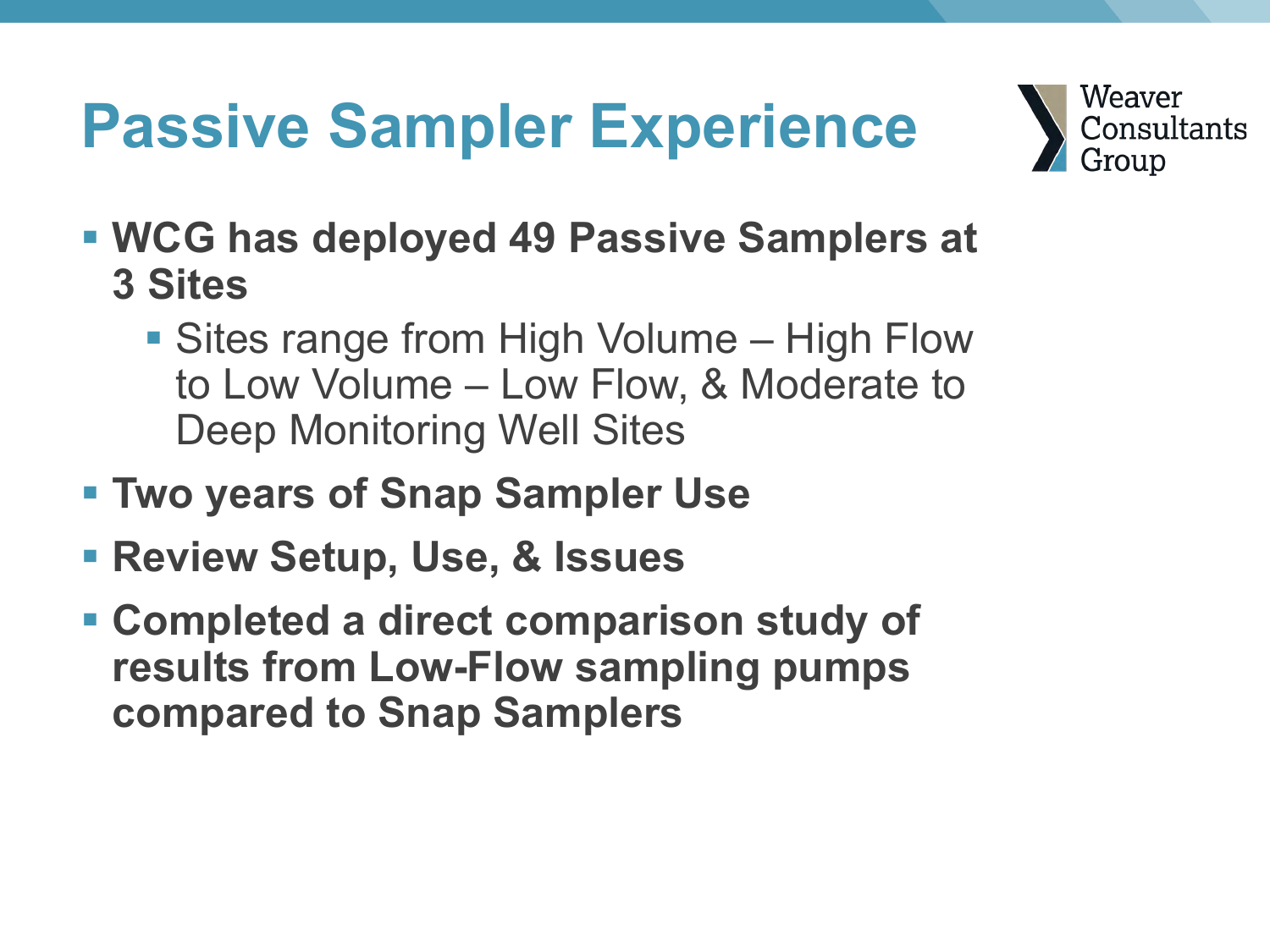# Passive Sampler Experience

Weaver Consultants Group

- **WCG has deployed 49 Passive Samplers at 3 Sites**
  - Sites range from High Volume – High Flow to Low Volume – Low Flow, & Moderate to Deep Monitoring Well Sites
- **Two years of Snap Sampler Use**
- **Review Setup, Use, & Issues**
- **Completed a direct comparison study of results from Low-Flow sampling pumps compared to Snap Samplers**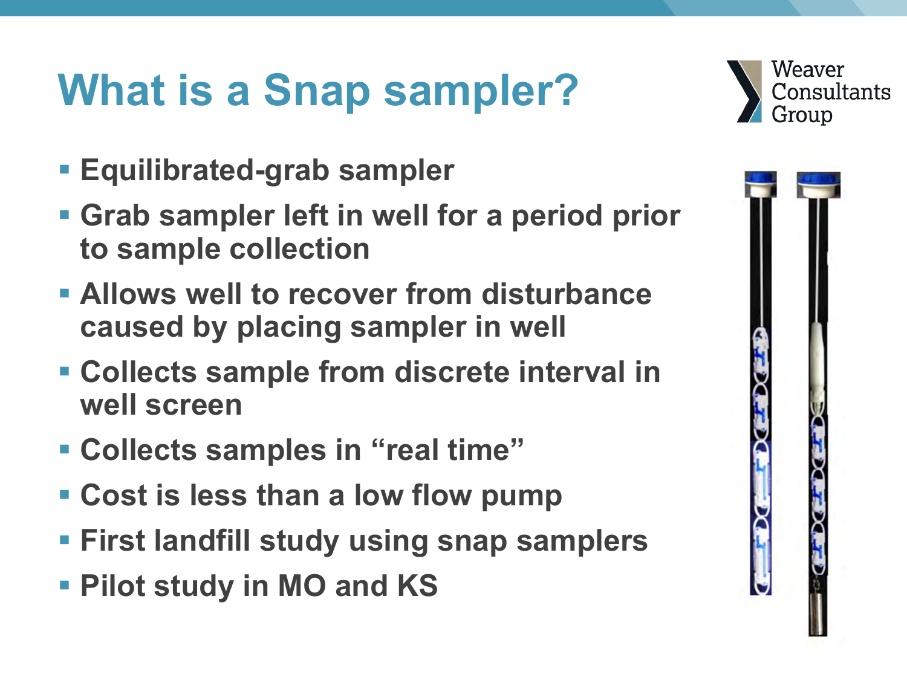# What is a Snap sampler?

- Equilibrated-grab sampler
- Grab sampler left in well for a period prior to sample collection
- Allows well to recover from disturbance caused by placing sampler in well
- Collects sample from discrete interval in well screen
- Collects samples in "real time"
- Cost is less than a low flow pump
- First landfill study using snap samplers
- Pilot study in MO and KS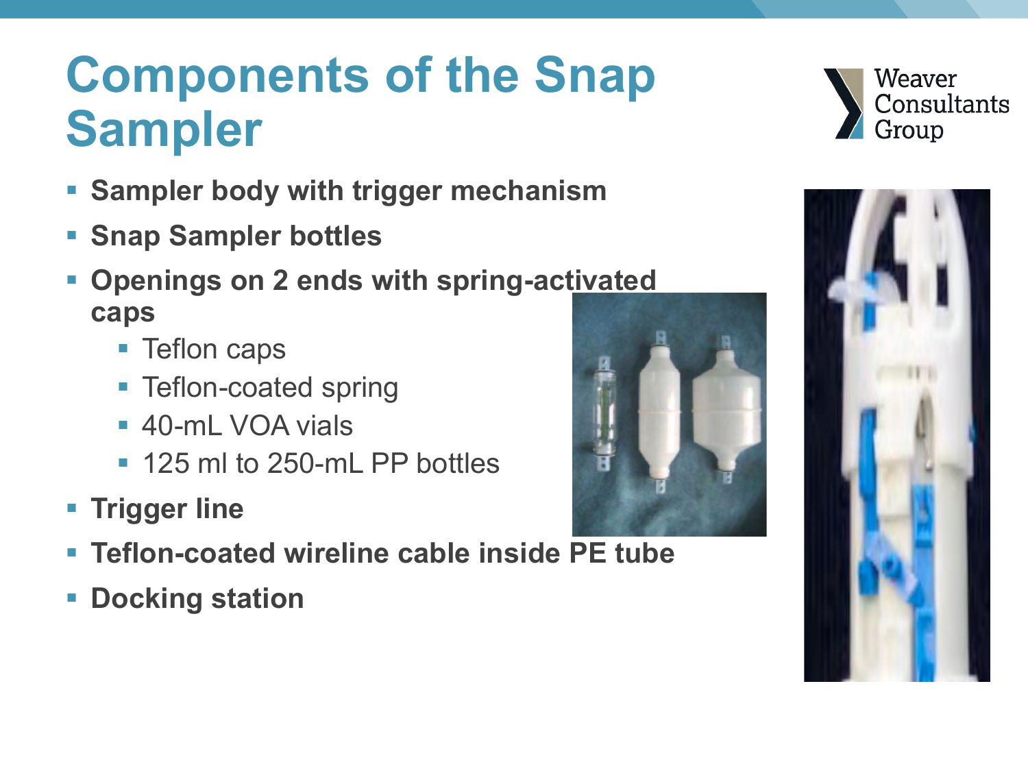# Components of the Snap Sampler

- **Sampler body with trigger mechanism**
- **Snap Sampler bottles**
- **Openings on 2 ends with spring-activated caps**
  - Teflon caps
  - Teflon-coated spring
  - 40-mL VOA vials
  - 125 ml to 250-mL PP bottles
- **Trigger line**
- **Teflon-coated wireline cable inside PE tube**
- **Docking station**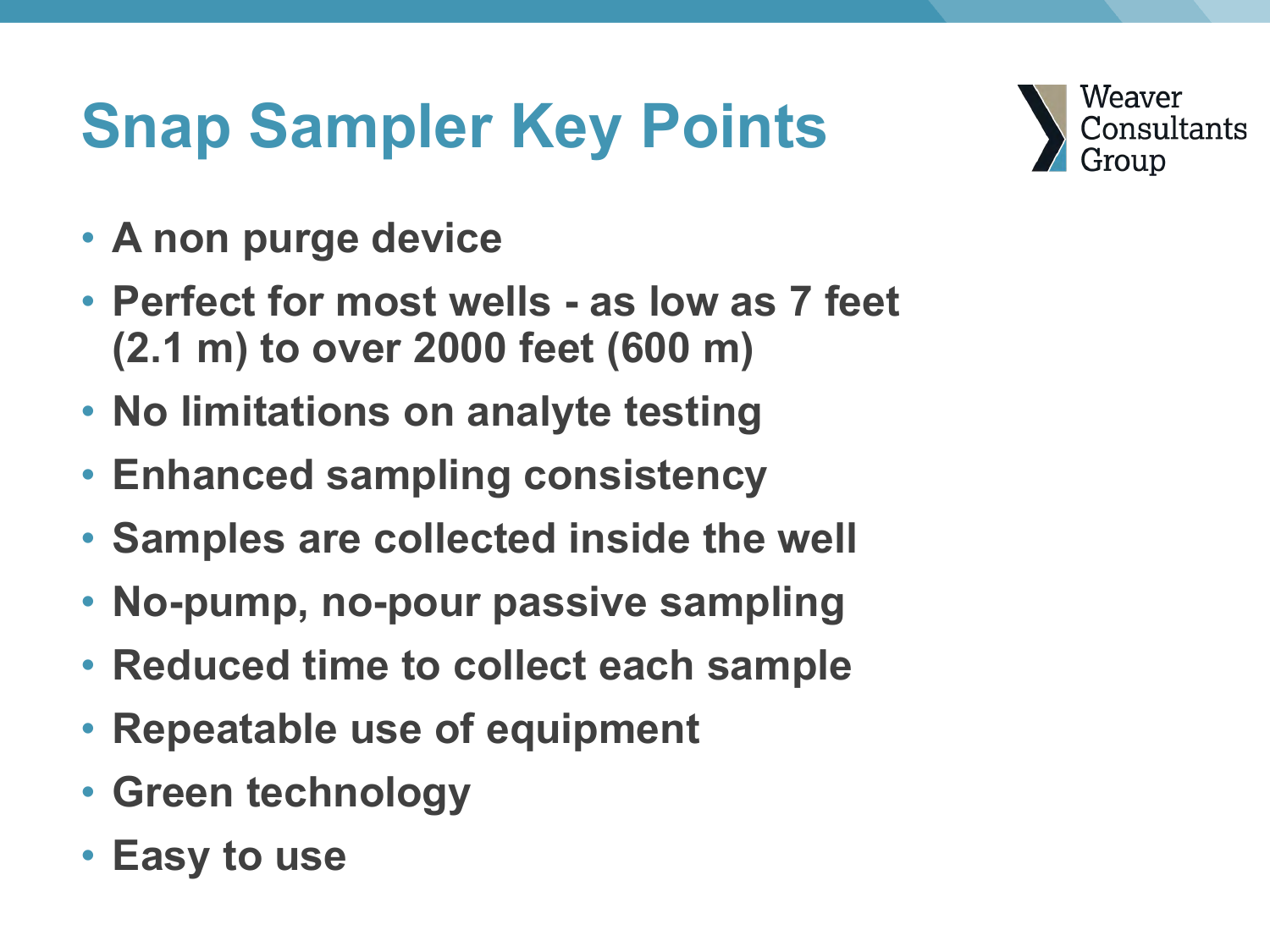# Snap Sampler Key Points

Weaver Consultants Group

- **A non purge device**
- **Perfect for most wells - as low as 7 feet (2.1 m) to over 2000 feet (600 m)**
- **No limitations on analyte testing**
- **Enhanced sampling consistency**
- **Samples are collected inside the well**
- **No-pump, no-pour passive sampling**
- **Reduced time to collect each sample**
- **Repeatable use of equipment**
- **Green technology**
- **Easy to use**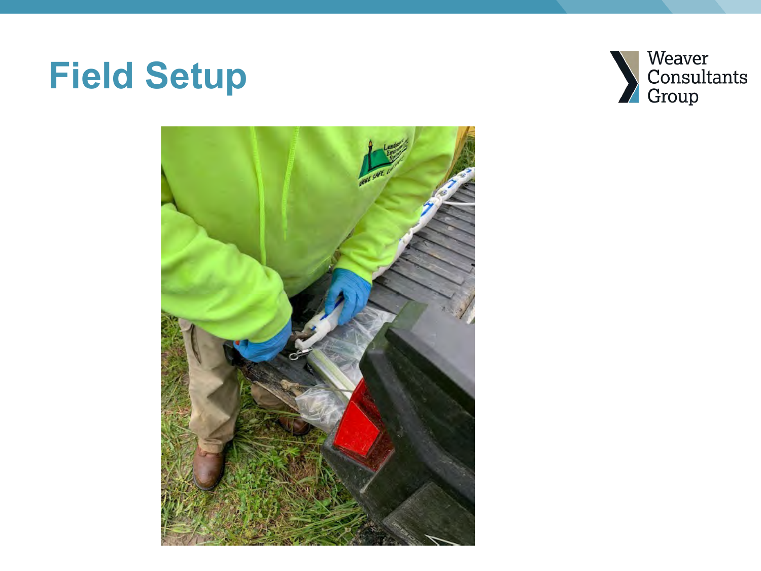# Field Setup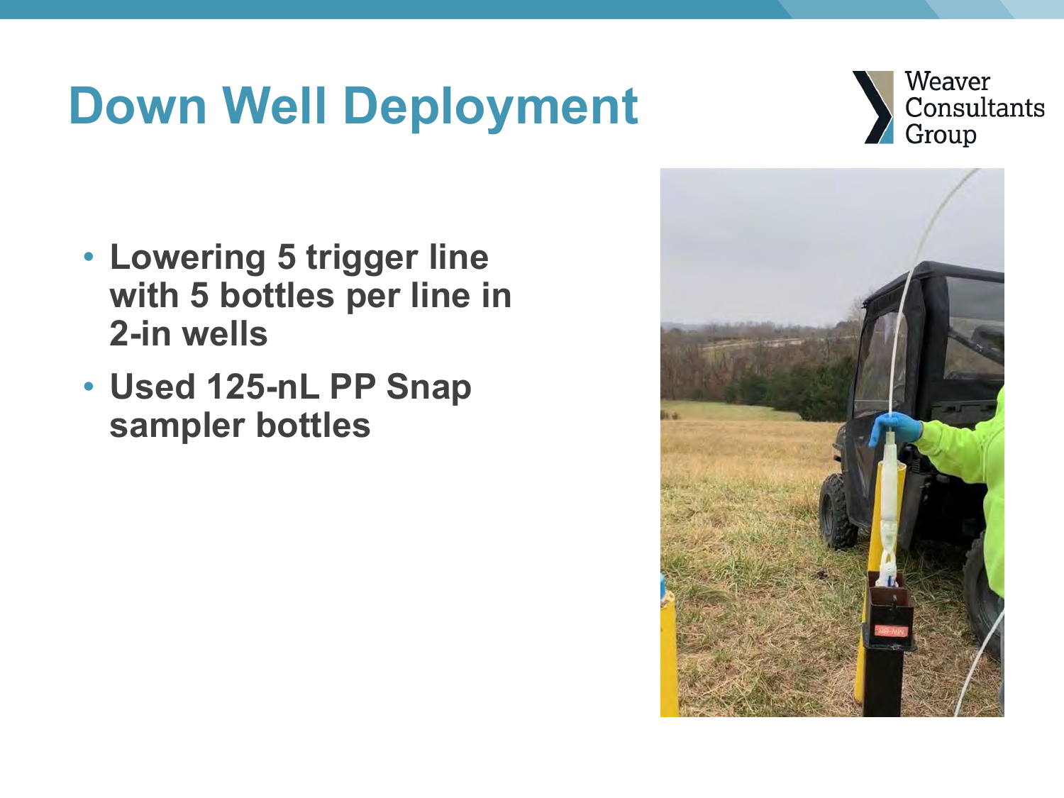# Down Well Deployment

Weaver Consultants Group

- **Lowering 5 trigger line with 5 bottles per line in 2-in wells**
- **Used 125-nL PP Snap sampler bottles**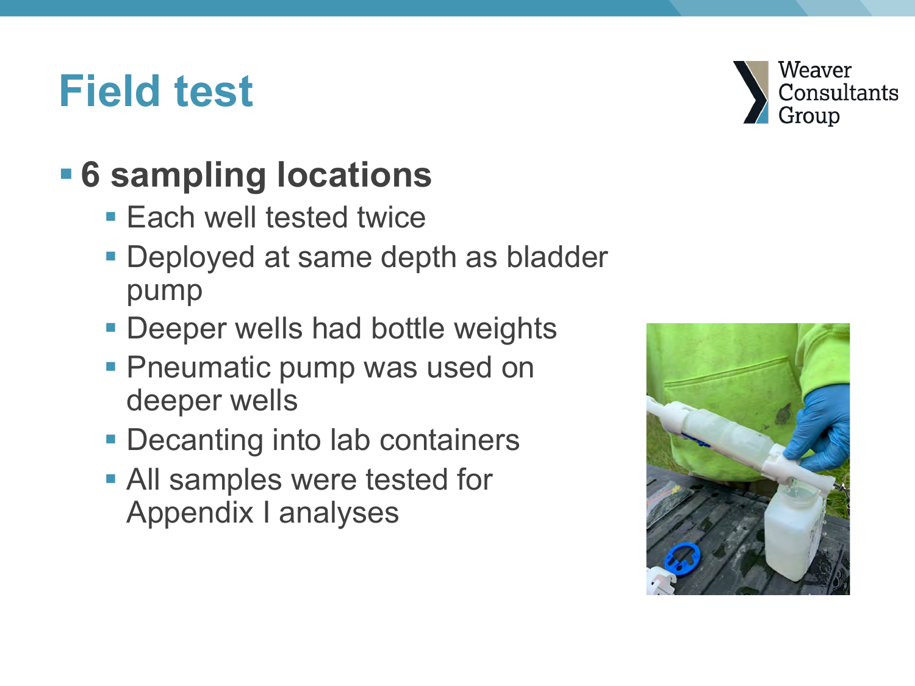# Field test

- **6 sampling locations**
  - Each well tested twice
  - Deployed at same depth as bladder pump
  - Deeper wells had bottle weights
  - Pneumatic pump was used on deeper wells
  - Decanting into lab containers
  - All samples were tested for Appendix I analyses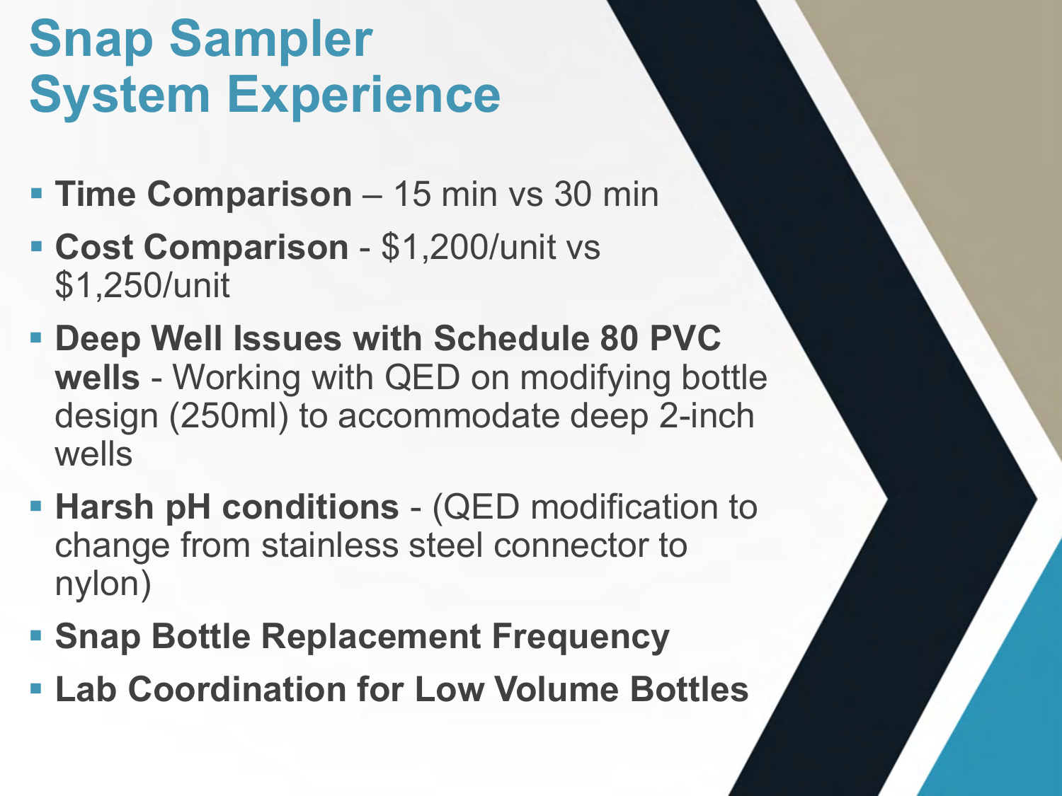# Snap Sampler System Experience

- **Time Comparison** – 15 min vs 30 min
- **Cost Comparison** - $1,200/unit vs $1,250/unit
- **Deep Well Issues with Schedule 80 PVC wells** - Working with QED on modifying bottle design (250ml) to accommodate deep 2-inch wells
- **Harsh pH conditions** - (QED modification to change from stainless steel connector to nylon)
- **Snap Bottle Replacement Frequency**
- **Lab Coordination for Low Volume Bottles**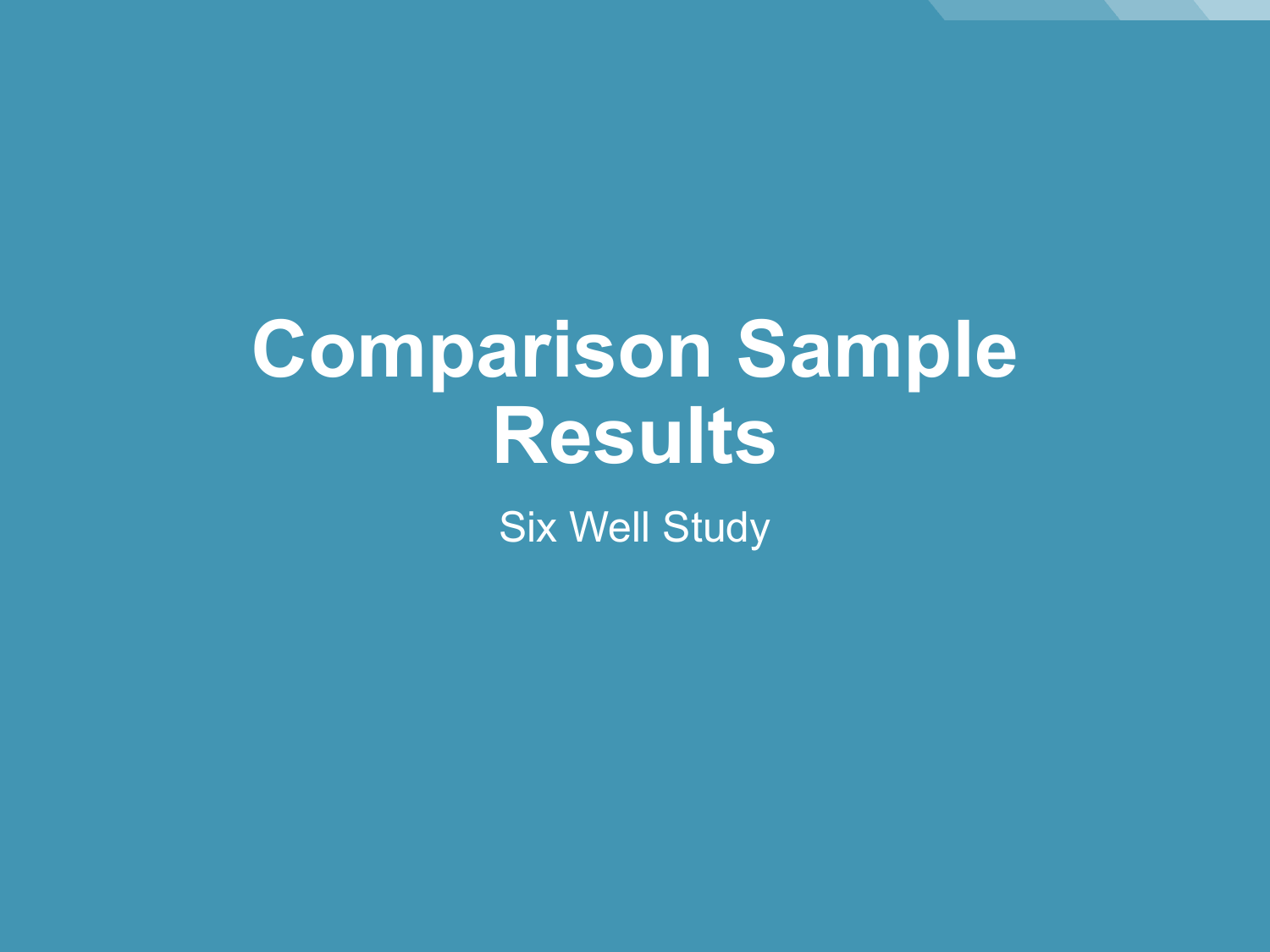# Comparison Sample Results

Six Well Study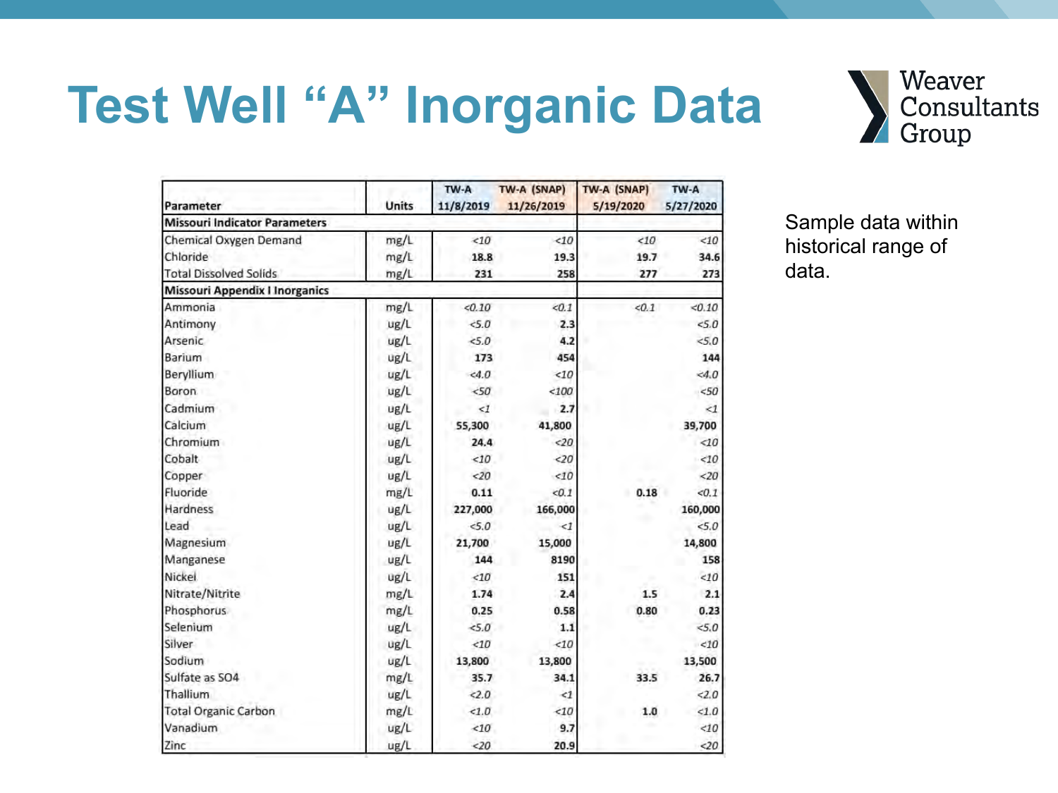# Test Well "A" Inorganic Data

| Parameter | Units | TW-A 11/8/2019 | TW-A (SNAP) 11/26/2019 | TW-A (SNAP) 5/19/2020 | TW-A 5/27/2020 |
|---|---|---|---|---|---|
| **Missouri Indicator Parameters** | | | | | |
| Chemical Oxygen Demand | mg/L | <10 | <10 | <10 | <10 |
| Chloride | mg/L | 18.8 | 19.3 | 19.7 | 34.6 |
| Total Dissolved Solids | mg/L | 231 | 258 | 277 | 273 |
| **Missouri Appendix I Inorganics** | | | | | |
| Ammonia | mg/L | <0.10 | <0.1 | <0.1 | <0.10 |
| Antimony | ug/L | <5.0 | 2.3 | | <5.0 |
| Arsenic | ug/L | <5.0 | 4.2 | | <5.0 |
| Barium | ug/L | 173 | 454 | | 144 |
| Beryllium | ug/L | <4.0 | <10 | | <4.0 |
| Boron | ug/L | <50 | <100 | | <50 |
| Cadmium | ug/L | <1 | 2.7 | | <1 |
| Calcium | ug/L | 55,300 | 41,800 | | 39,700 |
| Chromium | ug/L | 24.4 | <20 | | <10 |
| Cobalt | ug/L | <10 | <20 | | <10 |
| Copper | ug/L | <20 | <10 | | <20 |
| Fluoride | mg/L | 0.11 | <0.1 | 0.18 | <0.1 |
| Hardness | ug/L | 227,000 | 166,000 | | 160,000 |
| Lead | ug/L | <5.0 | <1 | | <5.0 |
| Magnesium | ug/L | 21,700 | 15,000 | | 14,800 |
| Manganese | ug/L | 144 | 8190 | | 158 |
| Nickel | ug/L | <10 | 151 | | <10 |
| Nitrate/Nitrite | mg/L | 1.74 | 2.4 | 1.5 | 2.1 |
| Phosphorus | mg/L | 0.25 | 0.58 | 0.80 | 0.23 |
| Selenium | ug/L | <5.0 | 1.1 | | <5.0 |
| Silver | ug/L | <10 | <10 | | <10 |
| Sodium | ug/L | 13,800 | 13,800 | | 13,500 |
| Sulfate as SO4 | mg/L | 35.7 | 34.1 | 33.5 | 26.7 |
| Thallium | ug/L | <2.0 | <1 | | <2.0 |
| Total Organic Carbon | mg/L | <1.0 | <10 | 1.0 | <1.0 |
| Vanadium | ug/L | <10 | 9.7 | | <10 |
| Zinc | ug/L | <20 | 20.9 | | <20 |

Sample data within historical range of data.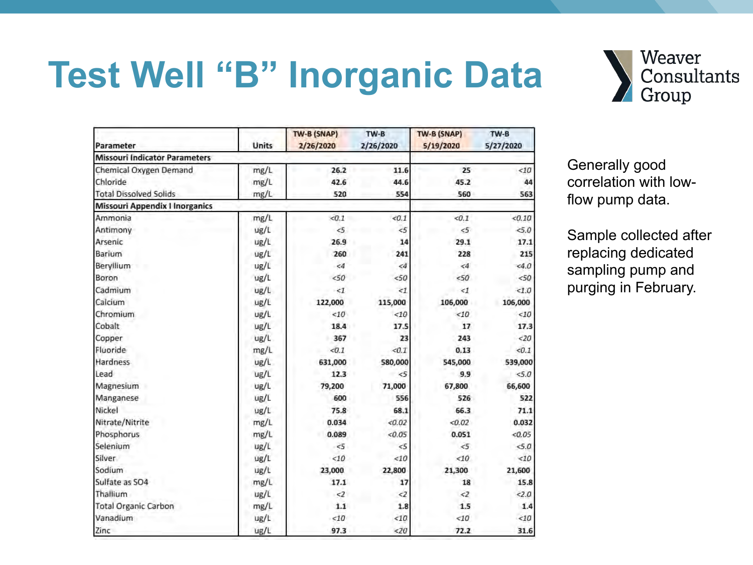# Test Well "B" Inorganic Data

| Parameter | Units | TW-B (SNAP) 2/26/2020 | TW-B 2/26/2020 | TW-B (SNAP) 5/19/2020 | TW-B 5/27/2020 |
|---|---|---|---|---|---|
| **Missouri Indicator Parameters** | | | | | |
| Chemical Oxygen Demand | mg/L | 26.2 | 11.6 | 25 | <10 |
| Chloride | mg/L | 42.6 | 44.6 | 45.2 | 44 |
| Total Dissolved Solids | mg/L | 520 | 554 | 560 | 563 |
| **Missouri Appendix I Inorganics** | | | | | |
| Ammonia | mg/L | <0.1 | <0.1 | <0.1 | <0.10 |
| Antimony | ug/L | <5 | <5 | <5 | <5.0 |
| Arsenic | ug/L | 26.9 | 14 | 29.1 | 17.1 |
| Barium | ug/L | 260 | 241 | 228 | 215 |
| Beryllium | ug/L | <4 | <4 | <4 | <4.0 |
| Boron | ug/L | <50 | <50 | <50 | <50 |
| Cadmium | ug/L | <1 | <1 | <1 | <1.0 |
| Calcium | ug/L | 122,000 | 115,000 | 106,000 | 106,000 |
| Chromium | ug/L | <10 | <10 | <10 | <10 |
| Cobalt | ug/L | 18.4 | 17.5 | 17 | 17.3 |
| Copper | ug/L | 367 | 23 | 243 | <20 |
| Fluoride | mg/L | <0.1 | <0.1 | 0.13 | <0.1 |
| Hardness | ug/L | 631,000 | 580,000 | 545,000 | 539,000 |
| Lead | ug/L | 12.3 | <5 | 9.9 | <5.0 |
| Magnesium | ug/L | 79,200 | 71,000 | 67,800 | 66,600 |
| Manganese | ug/L | 600 | 556 | 526 | 522 |
| Nickel | ug/L | 75.8 | 68.1 | 66.3 | 71.1 |
| Nitrate/Nitrite | mg/L | 0.034 | <0.02 | <0.02 | 0.032 |
| Phosphorus | mg/L | 0.089 | <0.05 | 0.051 | <0.05 |
| Selenium | ug/L | <5 | <5 | <5 | <5.0 |
| Silver | ug/L | <10 | <10 | <10 | <10 |
| Sodium | ug/L | 23,000 | 22,800 | 21,300 | 21,600 |
| Sulfate as SO4 | mg/L | 17.1 | 17 | 18 | 15.8 |
| Thallium | ug/L | <2 | <2 | <2 | <2.0 |
| Total Organic Carbon | mg/L | 1.1 | 1.8 | 1.5 | 1.4 |
| Vanadium | ug/L | <10 | <10 | <10 | <10 |
| Zinc | ug/L | 97.3 | <20 | 72.2 | 31.6 |

Generally good correlation with low-flow pump data.

Sample collected after replacing dedicated sampling pump and purging in February.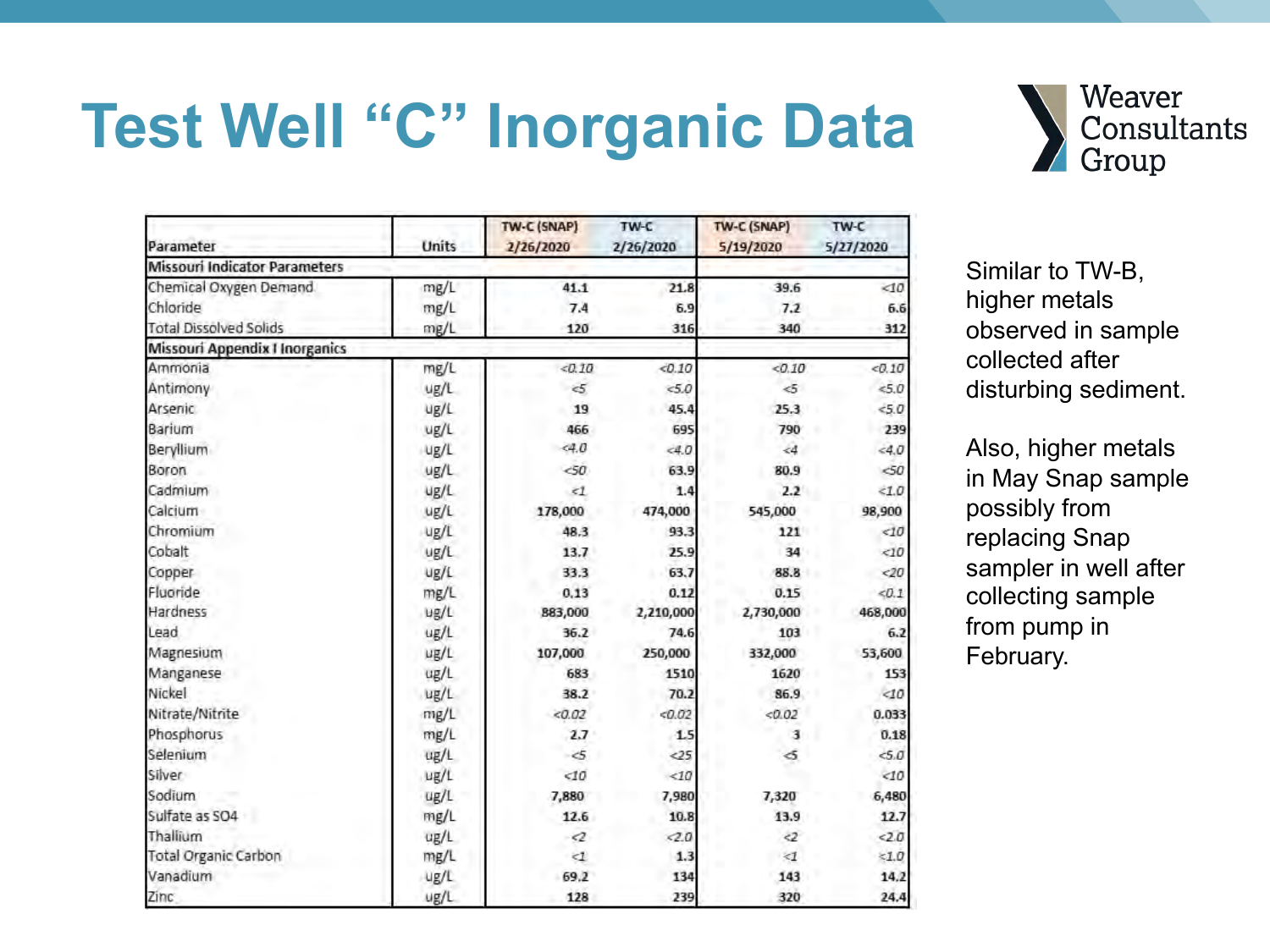# Test Well "C" Inorganic Data

Weaver Consultants Group

| Parameter | Units | TW-C (SNAP) 2/26/2020 | TW-C 2/26/2020 | TW-C (SNAP) 5/19/2020 | TW-C 5/27/2020 |
|---|---|---|---|---|---|
| **Missouri Indicator Parameters** | | | | | |
| Chemical Oxygen Demand | mg/L | 41.1 | 21.8 | 39.6 | <10 |
| Chloride | mg/L | 7.4 | 6.9 | 7.2 | 6.6 |
| Total Dissolved Solids | mg/L | 120 | 316 | 340 | 312 |
| **Missouri Appendix I Inorganics** | | | | | |
| Ammonia | mg/L | <0.10 | <0.10 | <0.10 | <0.10 |
| Antimony | ug/L | <5 | <5.0 | <5 | <5.0 |
| Arsenic | ug/L | 19 | 45.4 | 25.3 | <5.0 |
| Barium | ug/L | 466 | 695 | 790 | 239 |
| Beryllium | ug/L | <4.0 | <4.0 | <4 | <4.0 |
| Boron | ug/L | <50 | 63.9 | 80.9 | <50 |
| Cadmium | ug/L | <1 | 1.4 | 2.2 | <1.0 |
| Calcium | ug/L | 178,000 | 474,000 | 545,000 | 98,900 |
| Chromium | ug/L | 48.3 | 93.3 | 121 | <10 |
| Cobalt | ug/L | 13.7 | 25.9 | 34 | <10 |
| Copper | ug/L | 33.3 | 63.7 | 88.8 | <20 |
| Fluoride | mg/L | 0.13 | 0.12 | 0.15 | <0.1 |
| Hardness | ug/L | 883,000 | 2,210,000 | 2,730,000 | 468,000 |
| Lead | ug/L | 36.2 | 74.6 | 103 | 6.2 |
| Magnesium | ug/L | 107,000 | 250,000 | 332,000 | 53,600 |
| Manganese | ug/L | 683 | 1510 | 1620 | 153 |
| Nickel | ug/L | 38.2 | 70.2 | 86.9 | <10 |
| Nitrate/Nitrite | mg/L | <0.02 | <0.02 | <0.02 | 0.033 |
| Phosphorus | mg/L | 2.7 | 1.5 | 3 | 0.18 |
| Selenium | ug/L | <5 | <25 | <5 | <5.0 |
| Silver | ug/L | <10 | <10 | | <10 |
| Sodium | ug/L | 7,880 | 7,980 | 7,320 | 6,480 |
| Sulfate as SO4 | mg/L | 12.6 | 10.8 | 13.9 | 12.7 |
| Thallium | ug/L | <2 | <2.0 | <2 | <2.0 |
| Total Organic Carbon | mg/L | <1 | 1.3 | <1 | <1.0 |
| Vanadium | ug/L | 69.2 | 134 | 143 | 14.2 |
| Zinc | ug/L | 128 | 239 | 320 | 24.4 |

Similar to TW-B, higher metals observed in sample collected after disturbing sediment.

Also, higher metals in May Snap sample possibly from replacing Snap sampler in well after collecting sample from pump in February.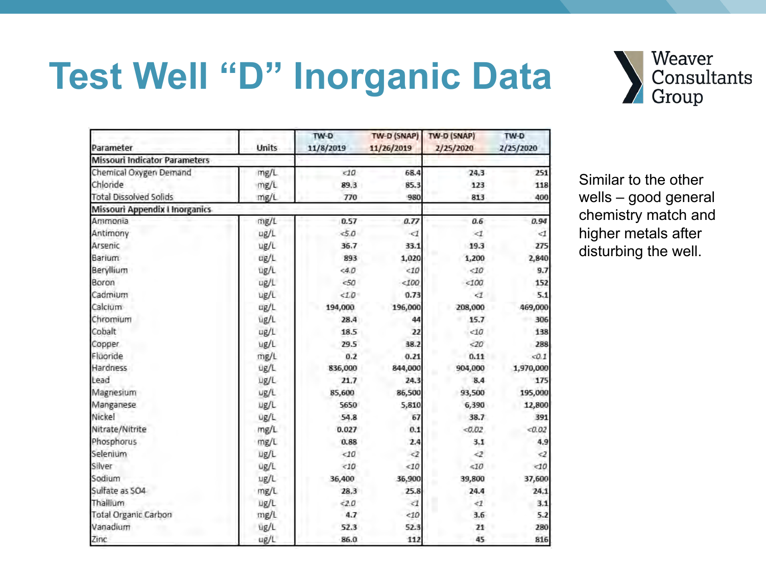# Test Well "D" Inorganic Data

Weaver Consultants Group

| Parameter | Units | TW-D 11/8/2019 | TW-D (SNAP) 11/26/2019 | TW-D (SNAP) 2/25/2020 | TW-D 2/25/2020 |
|---|---|---|---|---|---|
| **Missouri Indicator Parameters** | | | | | |
| Chemical Oxygen Demand | mg/L | <10 | 68.4 | 24.3 | 251 |
| Chloride | mg/L | 89.3 | 85.3 | 123 | 118 |
| Total Dissolved Solids | mg/L | 770 | 980 | 813 | 400 |
| **Missouri Appendix I Inorganics** | | | | | |
| Ammonia | mg/L | 0.57 | 0.77 | 0.6 | 0.94 |
| Antimony | ug/L | <5.0 | <1 | <1 | <1 |
| Arsenic | ug/L | 36.7 | 33.1 | 19.3 | 275 |
| Barium | ug/L | 893 | 1,020 | 1,200 | 2,840 |
| Beryllium | ug/L | <4.0 | <10 | <10 | 9.7 |
| Boron | ug/L | <50 | <100 | <100 | 152 |
| Cadmium | ug/L | <1.0 | 0.73 | <1 | 5.1 |
| Calcium | ug/L | 194,000 | 196,000 | 208,000 | 469,000 |
| Chromium | ug/L | 28.4 | 44 | 15.7 | 306 |
| Cobalt | ug/L | 18.5 | 22 | <10 | 138 |
| Copper | ug/L | 29.5 | 38.2 | <20 | 288 |
| Fluoride | mg/L | 0.2 | 0.21 | 0.11 | <0.1 |
| Hardness | ug/L | 836,000 | 844,000 | 904,000 | 1,970,000 |
| Lead | ug/L | 21.7 | 24.3 | 8.4 | 175 |
| Magnesium | ug/L | 85,600 | 86,500 | 93,500 | 195,000 |
| Manganese | ug/L | 5650 | 5,810 | 6,390 | 12,800 |
| Nickel | ug/L | 54.8 | 67 | 38.7 | 391 |
| Nitrate/Nitrite | mg/L | 0.027 | 0.1 | <0.02 | <0.02 |
| Phosphorus | mg/L | 0.88 | 2.4 | 3.1 | 4.9 |
| Selenium | ug/L | <10 | <2 | <2 | <2 |
| Silver | ug/L | <10 | <10 | <10 | <10 |
| Sodium | ug/L | 36,400 | 36,900 | 39,800 | 37,600 |
| Sulfate as SO4 | mg/L | 28.3 | 25.8 | 24.4 | 24.1 |
| Thallium | ug/L | <2.0 | <1 | <1 | 3.1 |
| Total Organic Carbon | mg/L | 4.7 | <10 | 3.6 | 5.2 |
| Vanadium | ug/L | 52.3 | 52.3 | 21 | 280 |
| Zinc | ug/L | 86.0 | 112 | 45 | 816 |

Similar to the other wells – good general chemistry match and higher metals after disturbing the well.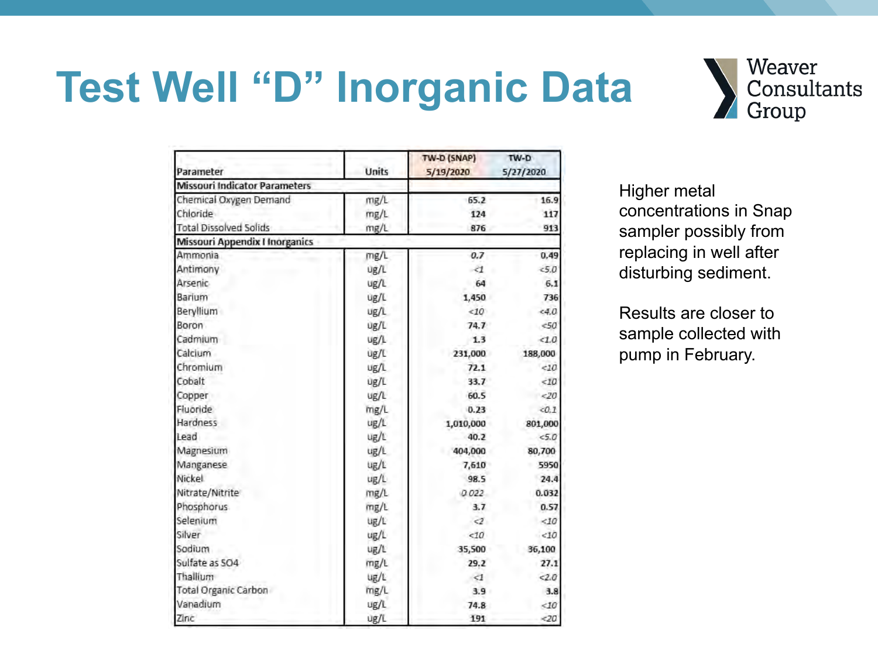# Test Well “D” Inorganic Data

| Parameter | Units | TW-D (SNAP) 5/19/2020 | TW-D 5/27/2020 |
|---|---|---|---|
| **Missouri Indicator Parameters** | | | |
| Chemical Oxygen Demand | mg/L | 65.2 | 16.9 |
| Chloride | mg/L | 124 | 117 |
| Total Dissolved Solids | mg/L | 876 | 913 |
| **Missouri Appendix I Inorganics** | | | |
| Ammonia | mg/L | 0.7 | 0.49 |
| Antimony | ug/L | <1 | <5.0 |
| Arsenic | ug/L | 64 | 6.1 |
| Barium | ug/L | 1,450 | 736 |
| Beryllium | ug/L | <10 | <4.0 |
| Boron | ug/L | 74.7 | <50 |
| Cadmium | ug/L | 1.3 | <1.0 |
| Calcium | ug/L | 231,000 | 188,000 |
| Chromium | ug/L | 72.1 | <10 |
| Cobalt | ug/L | 33.7 | <10 |
| Copper | ug/L | 60.5 | <20 |
| Fluoride | mg/L | 0.23 | <0.1 |
| Hardness | ug/L | 1,010,000 | 801,000 |
| Lead | ug/L | 40.2 | <5.0 |
| Magnesium | ug/L | 404,000 | 80,700 |
| Manganese | ug/L | 7,610 | 5950 |
| Nickel | ug/L | 98.5 | 24.4 |
| Nitrate/Nitrite | mg/L | 0.022 | 0.032 |
| Phosphorus | mg/L | 3.7 | 0.57 |
| Selenium | ug/L | <2 | <10 |
| Silver | ug/L | <10 | <10 |
| Sodium | ug/L | 35,500 | 36,100 |
| Sulfate as SO4 | mg/L | 29.2 | 27.1 |
| Thallium | ug/L | <1 | <2.0 |
| Total Organic Carbon | mg/L | 3.9 | 3.8 |
| Vanadium | ug/L | 74.8 | <10 |
| Zinc | ug/L | 191 | <20 |

Higher metal concentrations in Snap sampler possibly from replacing in well after disturbing sediment.

Results are closer to sample collected with pump in February.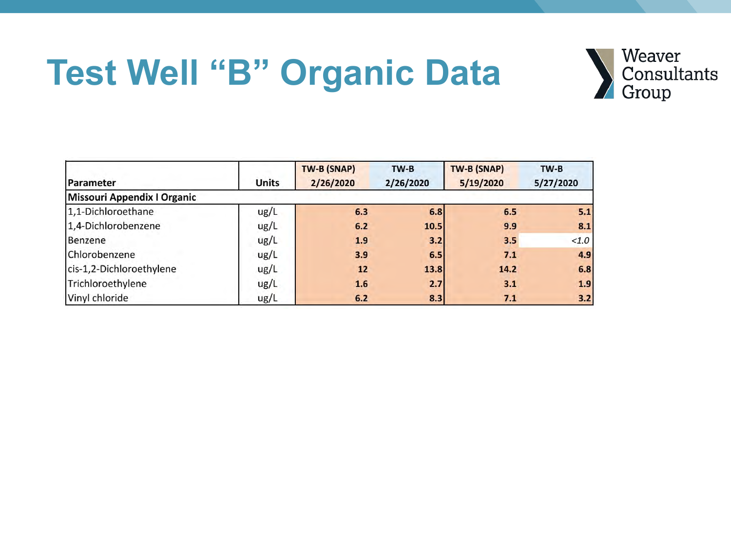# Test Well "B" Organic Data

Weaver Consultants Group

| Parameter | Units | TW-B (SNAP) 2/26/2020 | TW-B 2/26/2020 | TW-B (SNAP) 5/19/2020 | TW-B 5/27/2020 |
|---|---|---|---|---|---|
| **Missouri Appendix I Organic** | | | | | |
| 1,1-Dichloroethane | ug/L | **6.3** | **6.8** | **6.5** | **5.1** |
| 1,4-Dichlorobenzene | ug/L | **6.2** | **10.5** | **9.9** | **8.1** |
| Benzene | ug/L | **1.9** | **3.2** | **3.5** | *<1.0* |
| Chlorobenzene | ug/L | **3.9** | **6.5** | **7.1** | **4.9** |
| cis-1,2-Dichloroethylene | ug/L | **12** | **13.8** | **14.2** | **6.8** |
| Trichloroethylene | ug/L | **1.6** | **2.7** | **3.1** | **1.9** |
| Vinyl chloride | ug/L | **6.2** | **8.3** | **7.1** | **3.2** |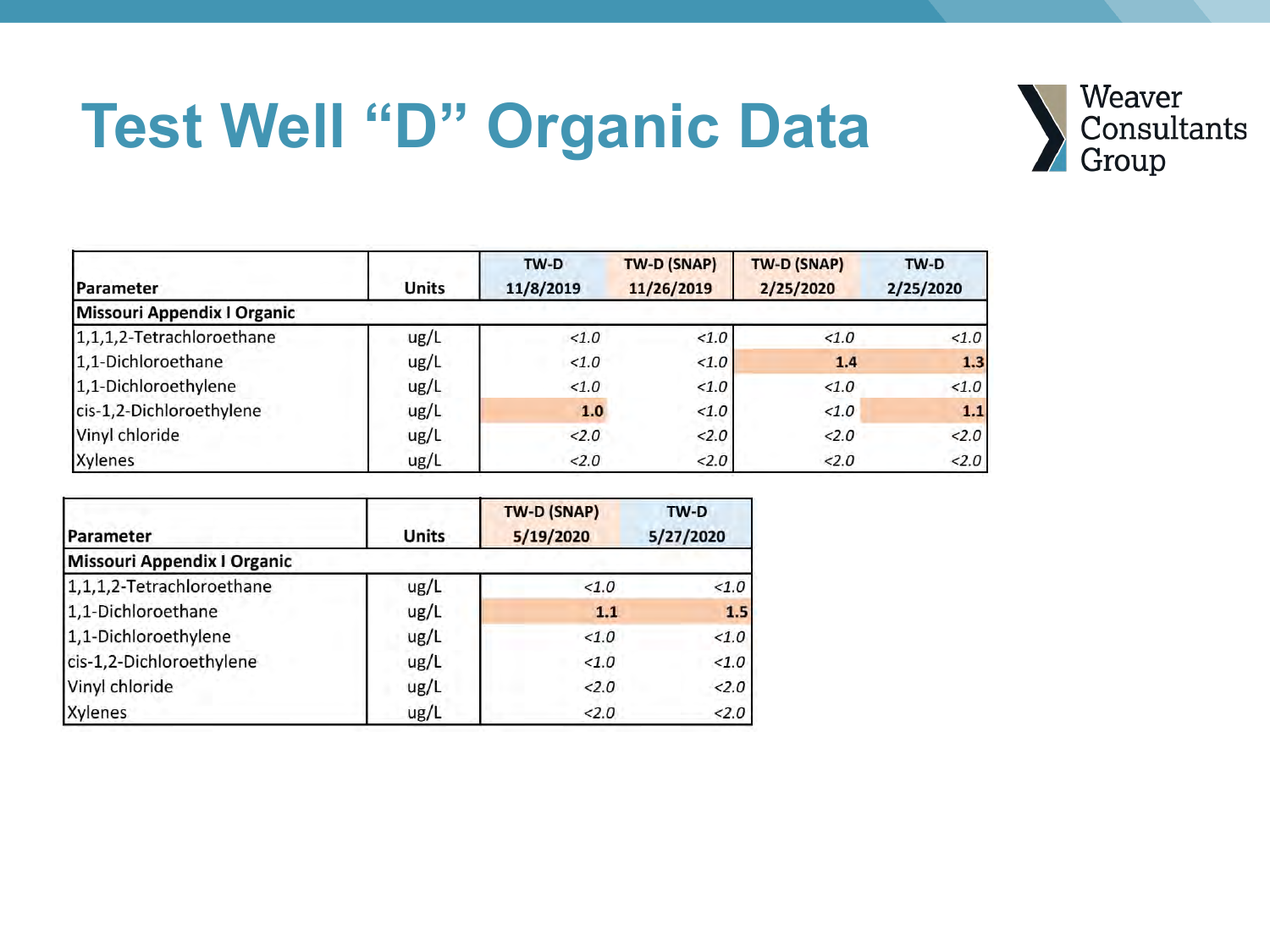# Test Well "D" Organic Data

Weaver Consultants Group

| Parameter | Units | TW-D 11/8/2019 | TW-D (SNAP) 11/26/2019 | TW-D (SNAP) 2/25/2020 | TW-D 2/25/2020 |
|---|---|---|---|---|---|
| **Missouri Appendix I Organic** | | | | | |
| 1,1,1,2-Tetrachloroethane | ug/L | <1.0 | <1.0 | <1.0 | <1.0 |
| 1,1-Dichloroethane | ug/L | <1.0 | <1.0 | **1.4** | **1.3** |
| 1,1-Dichloroethylene | ug/L | <1.0 | <1.0 | <1.0 | <1.0 |
| cis-1,2-Dichloroethylene | ug/L | **1.0** | <1.0 | <1.0 | **1.1** |
| Vinyl chloride | ug/L | <2.0 | <2.0 | <2.0 | <2.0 |
| Xylenes | ug/L | <2.0 | <2.0 | <2.0 | <2.0 |

| Parameter | Units | TW-D (SNAP) 5/19/2020 | TW-D 5/27/2020 |
|---|---|---|---|
| **Missouri Appendix I Organic** | | | |
| 1,1,1,2-Tetrachloroethane | ug/L | <1.0 | <1.0 |
| 1,1-Dichloroethane | ug/L | **1.1** | **1.5** |
| 1,1-Dichloroethylene | ug/L | <1.0 | <1.0 |
| cis-1,2-Dichloroethylene | ug/L | <1.0 | <1.0 |
| Vinyl chloride | ug/L | <2.0 | <2.0 |
| Xylenes | ug/L | <2.0 | <2.0 |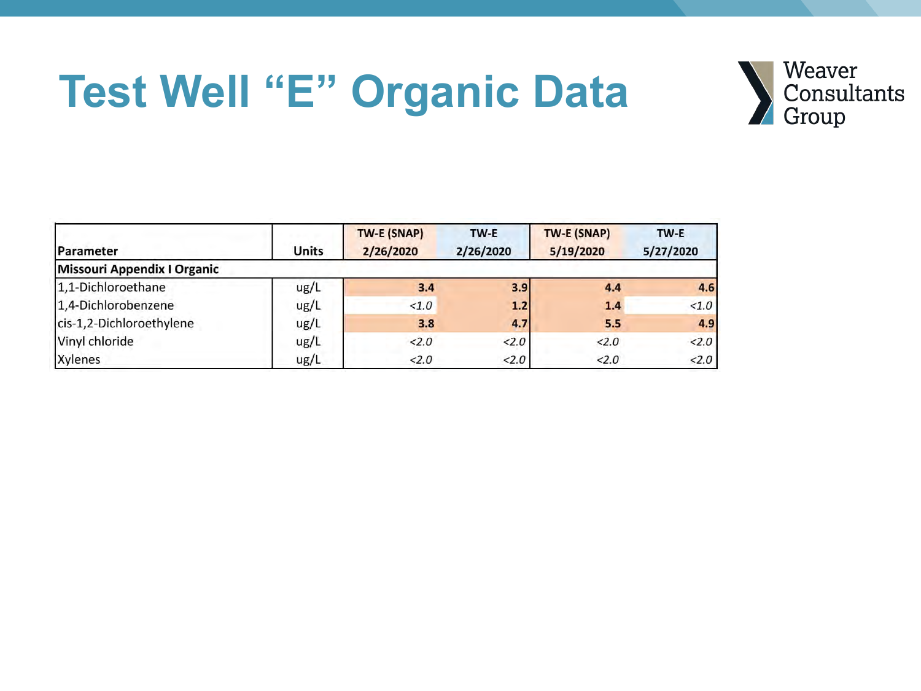# Test Well “E” Organic Data

| Parameter | Units | TW-E (SNAP) 2/26/2020 | TW-E 2/26/2020 | TW-E (SNAP) 5/19/2020 | TW-E 5/27/2020 |
|---|---|---|---|---|---|
| **Missouri Appendix I Organic** | | | | | |
| 1,1-Dichloroethane | ug/L | **3.4** | **3.9** | **4.4** | **4.6** |
| 1,4-Dichlorobenzene | ug/L | *<1.0* | **1.2** | **1.4** | *<1.0* |
| cis-1,2-Dichloroethylene | ug/L | **3.8** | **4.7** | **5.5** | **4.9** |
| Vinyl chloride | ug/L | *<2.0* | *<2.0* | *<2.0* | *<2.0* |
| Xylenes | ug/L | *<2.0* | *<2.0* | *<2.0* | *<2.0* |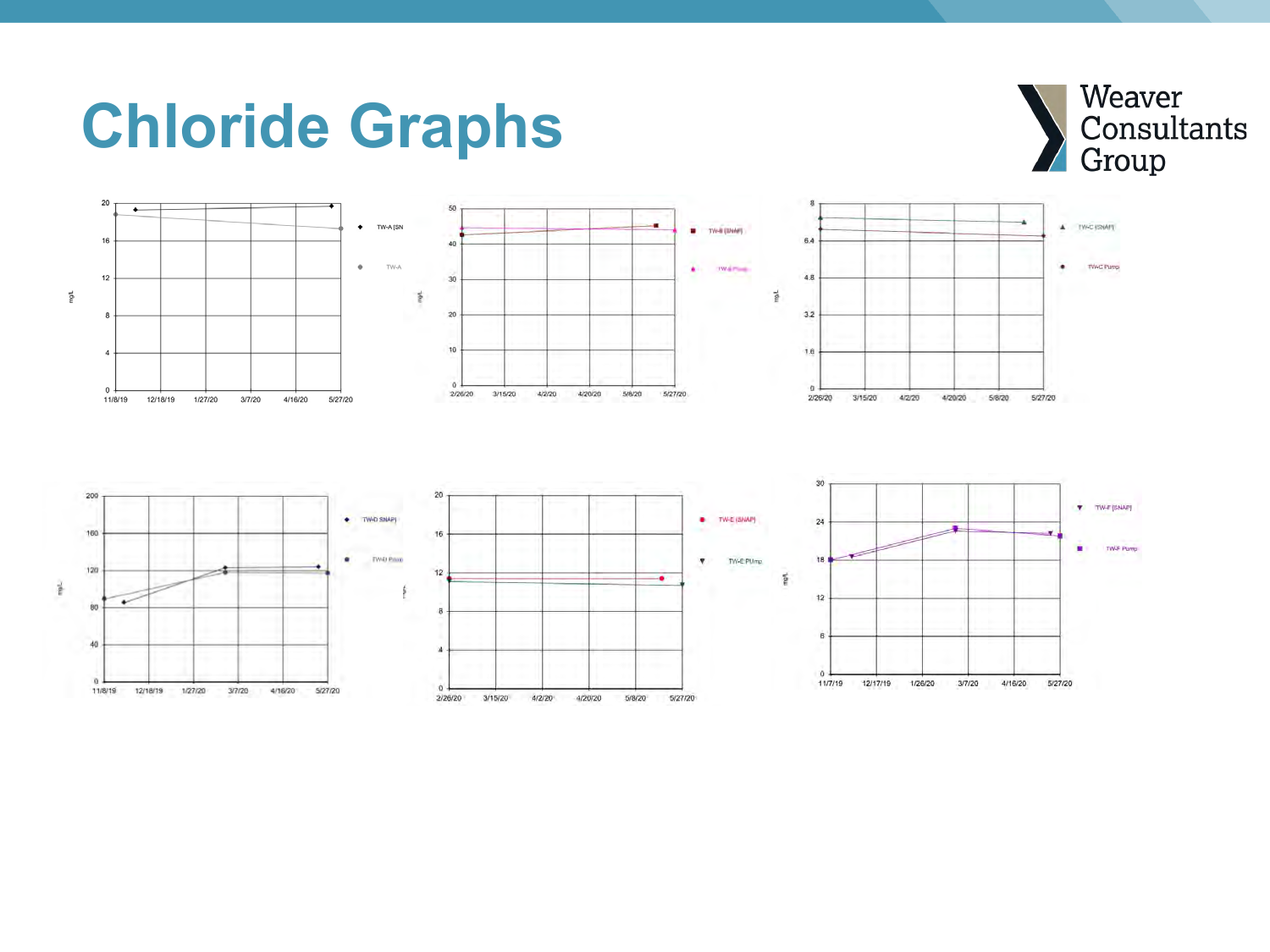# Chloride Graphs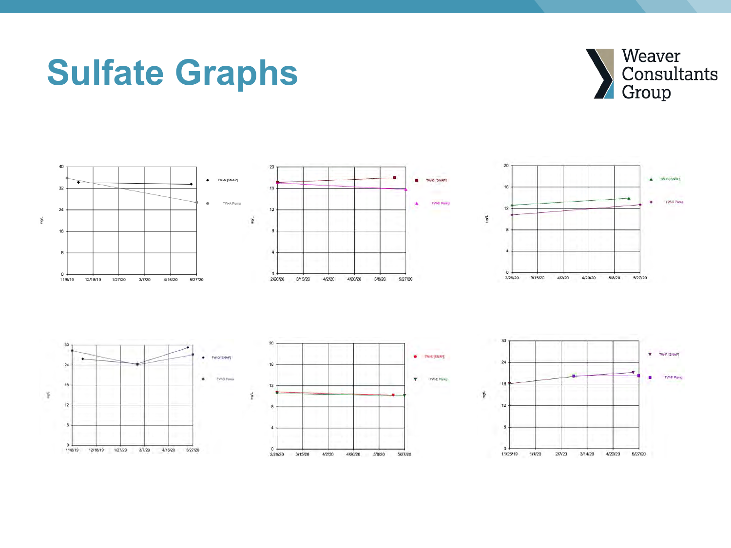# Sulfate Graphs

40
32
24
16
8
0
mg/L
11/8/19
12/18/19
1/27/20
3/7/20
4/16/20
5/27/20
TW-A [SNAP]
TW-A Pump

20
16
12
8
4
0
mg/L
2/26/20
3/15/20
4/2/20
4/20/20
5/8/20
5/27/20
TW-B [SNAP]
TW-B Pump

20
16
12
8
4
0
mg/L
2/26/20
3/15/20
4/2/20
4/20/20
5/8/20
5/27/20
TW-C [SNAP]
TW-C Pump

30
24
18
12
6
0
mg/L
11/8/19
12/18/19
1/27/20
3/7/20
4/16/20
5/27/20
TW-D [SNAP]
TW-D Pump

20
16
12
8
4
0
mg/L
2/26/20
3/15/20
4/2/20
4/20/20
5/8/20
5/27/20
TW-E [SNAP]
TW-E Pump

30
24
18
12
6
0
mg/L
11/26/19
1/1/20
2/7/20
3/14/20
4/20/20
5/27/20
TW-F [SNAP]
TW-F Pump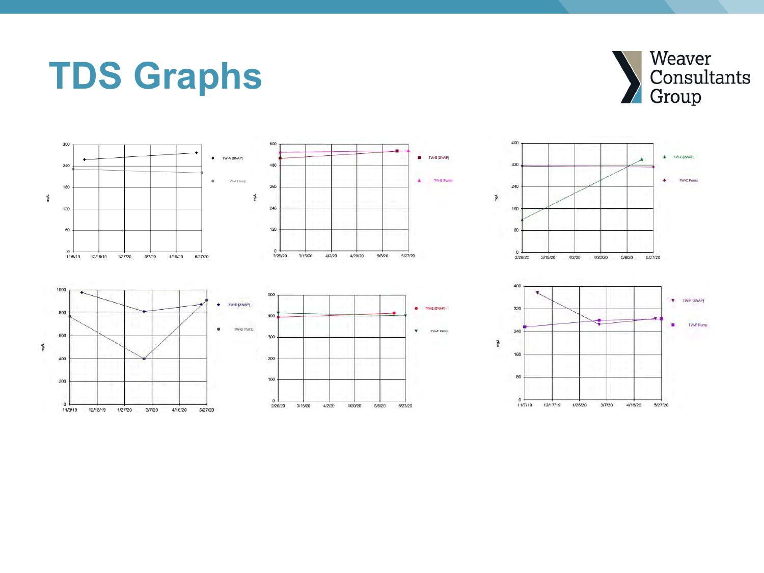# TDS Graphs

Weaver Consultants Group

300
240
180
120
60
0
mg/L
11/8/19 12/18/19 1/27/20 3/7/20 4/16/20 5/27/20
TW-A (SNAP)
TW-A Pump

600
480
360
240
120
0
mg/L
2/26/20 3/15/20 4/2/20 4/20/20 5/8/20 5/27/20
TW-B (SNAP)
TW-B Pump

400
320
240
160
80
0
mg/L
2/26/20 3/15/20 4/2/20 4/20/20 5/8/20 5/27/20
TW-C (SNAP)
TW-C Pump

1000
800
600
400
200
0
mg/L
11/8/19 12/18/19 1/27/20 3/7/20 4/16/20 5/27/20
TW-D (SNAP)
TW-D Pump

500
400
300
200
100
0
2/26/20 3/15/20 4/2/20 4/20/20 5/8/20 5/27/20
TW-E (SNAP)
TW-E Pump

400
320
240
160
80
0
mg/L
11/7/19 12/17/19 1/28/20 3/7/20 4/16/20 5/27/20
TW-F (SNAP)
TW-F Pump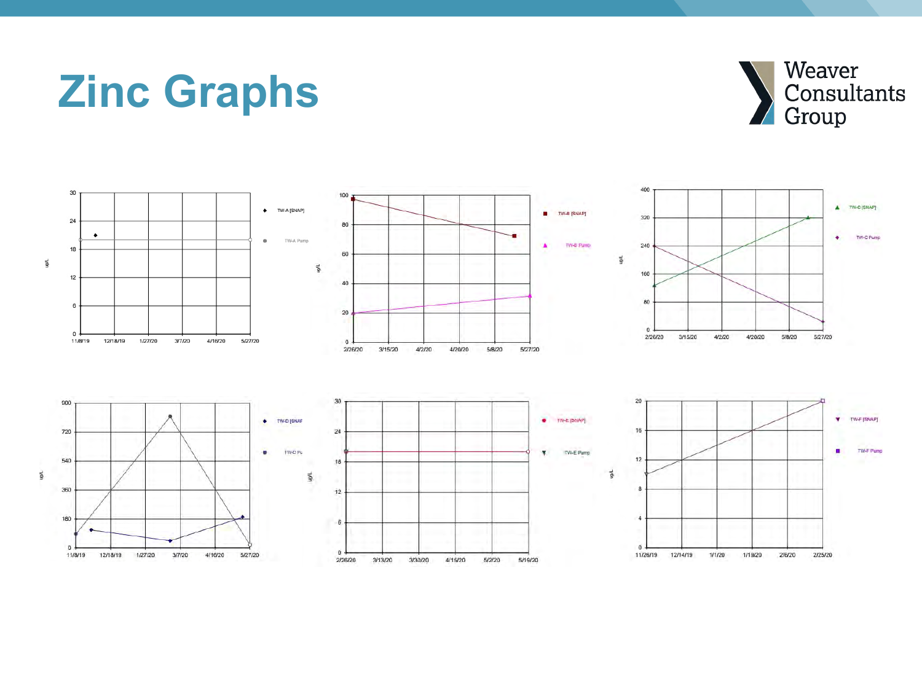# Zinc Graphs

Weaver Consultants Group

30
24
18
12
6
0
ug/L
11/8/19 12/18/19 1/27/20 3/7/20 4/16/20 5/27/20
TW-A [SNAP]
TW-A Pump

100
80
60
40
20
0
ug/L
2/26/20 3/15/20 4/2/20 4/20/20 5/8/20 5/27/20
TW-B [SNAP]
TW-B Pump

400
320
240
160
80
0
ug/L
2/26/20 3/15/20 4/2/20 4/20/20 5/8/20 5/27/20
TW-C [SNAP]
TW-C Pump

900
720
540
360
180
0
ug/L
11/8/19 12/18/19 1/27/20 3/7/20 4/16/20 5/27/20
TW-D [SNAP
TW-D Pu

30
24
18
12
6
0
ug/L
2/26/20 3/13/20 3/30/20 4/15/20 5/2/20 5/19/20
TW-E [SNAP]
TW-E Pump

20
16
12
8
4
0
ug/L
11/26/19 12/14/19 1/1/20 1/19/20 2/6/20 2/25/20
TW-F [SNAP]
TW-F Pump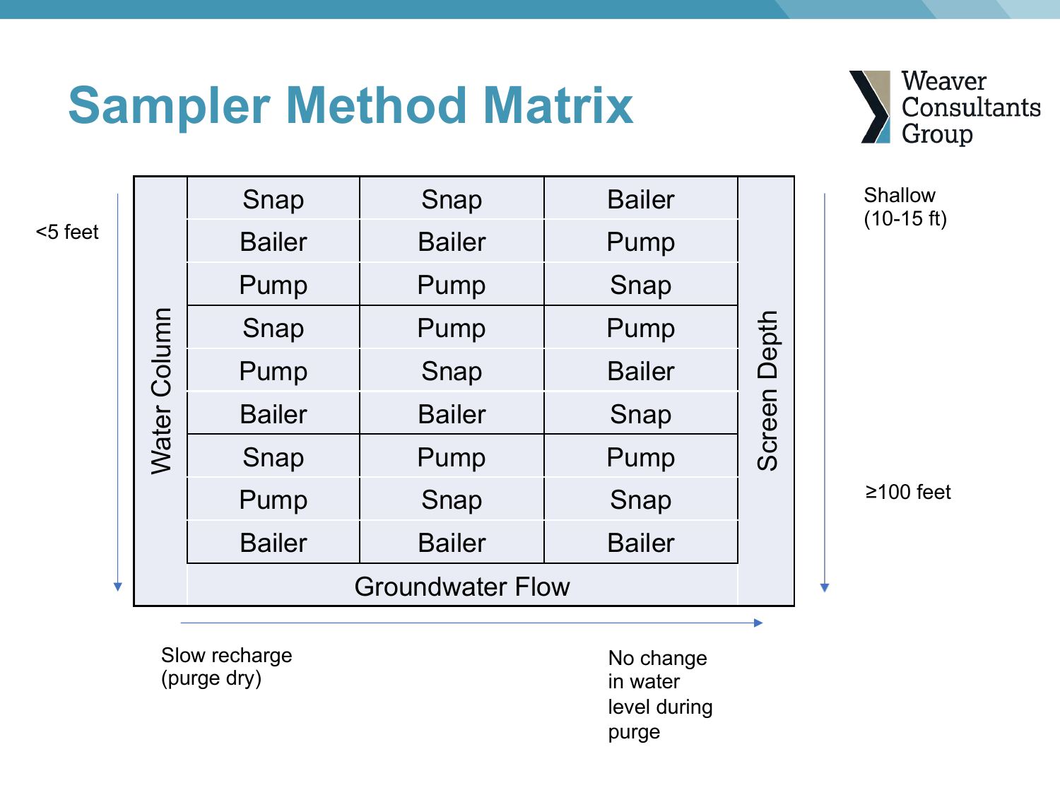# Sampler Method Matrix

Weaver Consultants Group

| | | |
|---|---|---|
| Snap | Snap | Bailer |
| Bailer | Bailer | Pump |
| Pump | Pump | Snap |
| Snap | Pump | Pump |
| Pump | Snap | Bailer |
| Bailer | Bailer | Snap |
| Snap | Pump | Pump |
| Pump | Snap | Snap |
| Bailer | Bailer | Bailer |

Water Column

<5 feet

Screen Depth

Shallow (10-15 ft)

≥100 feet

Groundwater Flow

Slow recharge (purge dry)

No change in water level during purge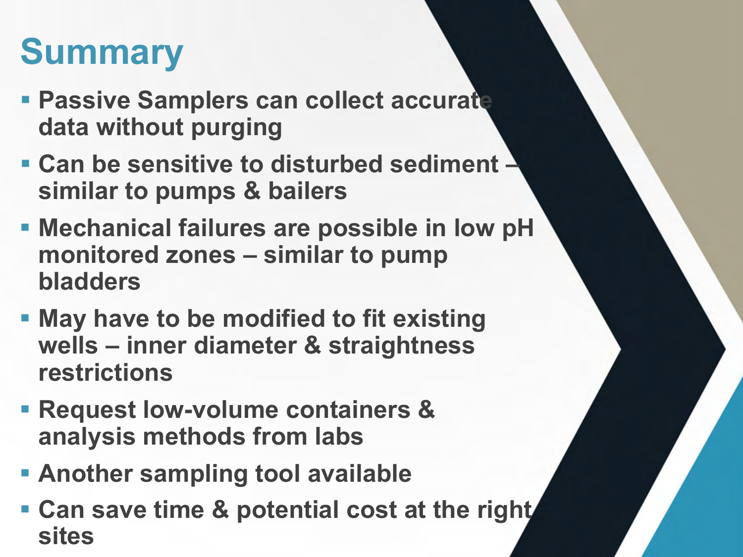# Summary

- Passive Samplers can collect accurate data without purging
- Can be sensitive to disturbed sediment – similar to pumps & bailers
- Mechanical failures are possible in low pH monitored zones – similar to pump bladders
- May have to be modified to fit existing wells – inner diameter & straightness restrictions
- Request low-volume containers & analysis methods from labs
- Another sampling tool available
- Can save time & potential cost at the right sites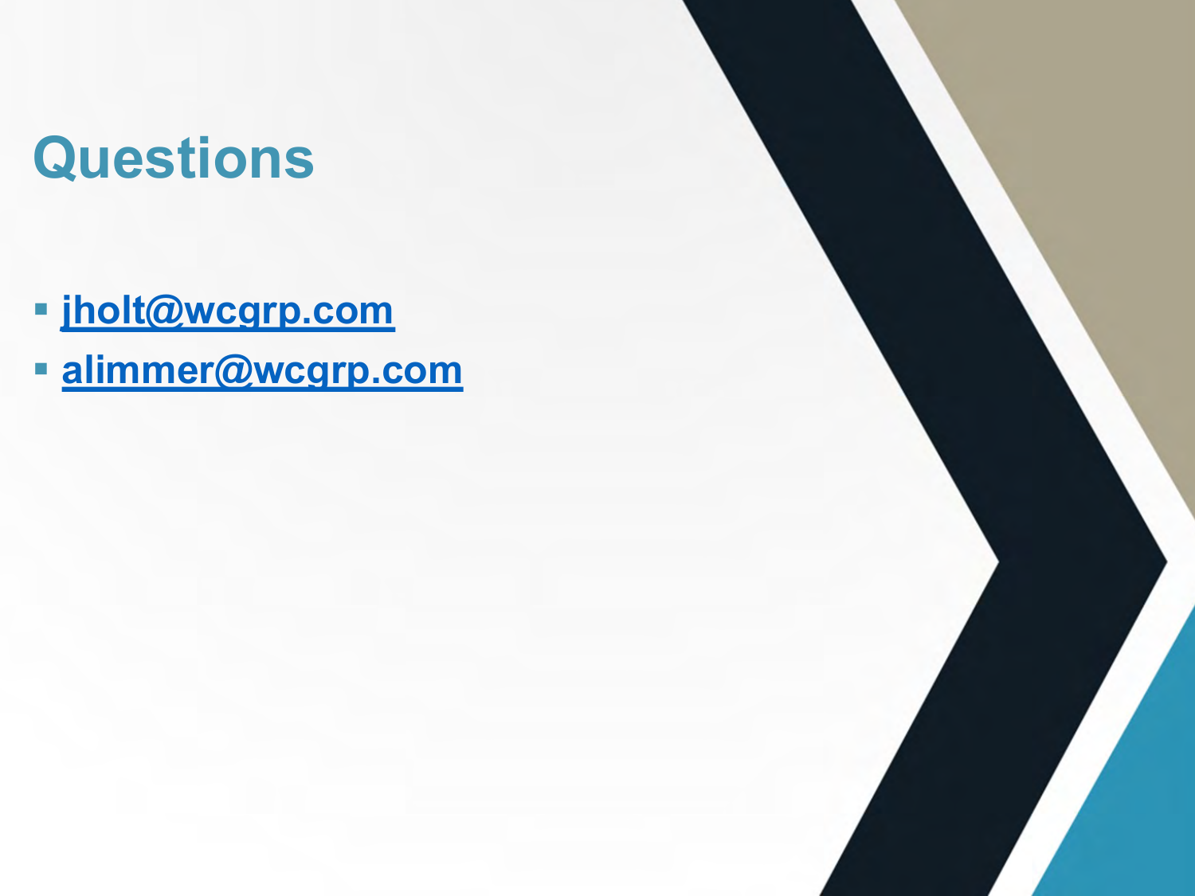# Questions

- jholt@wcgrp.com
- alimmer@wcgrp.com